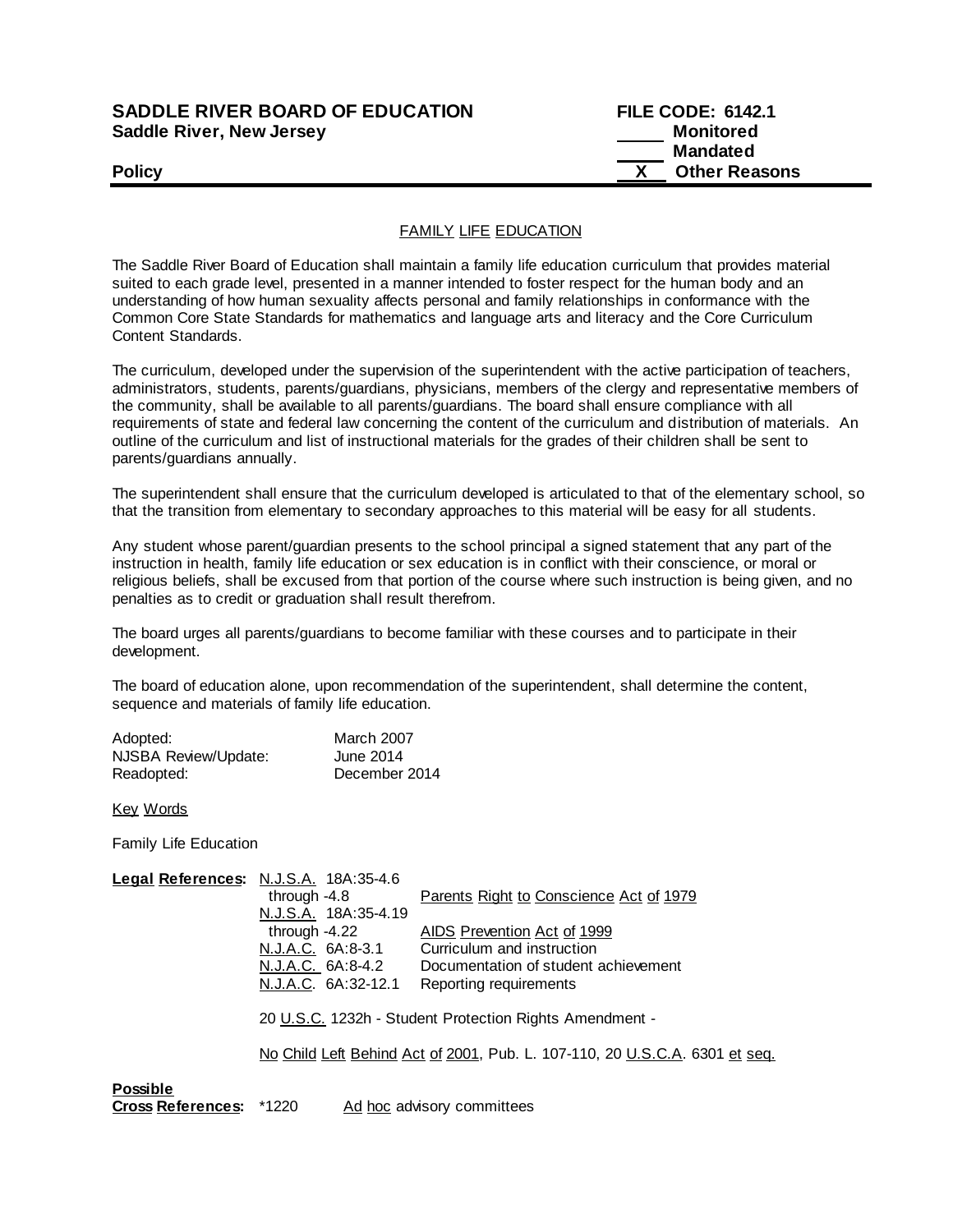**SADDLE RIVER BOARD OF EDUCATION**
**Saddle River, New Jersey**

**FILE CODE: 6142.1**
_____ **Monitored**
_____ **Mandated**
__X__ **Other Reasons**

**Policy**

---

## FAMILY LIFE EDUCATION

The Saddle River Board of Education shall maintain a family life education curriculum that provides material suited to each grade level, presented in a manner intended to foster respect for the human body and an understanding of how human sexuality affects personal and family relationships in conformance with the Common Core State Standards for mathematics and language arts and literacy and the Core Curriculum Content Standards.

The curriculum, developed under the supervision of the superintendent with the active participation of teachers, administrators, students, parents/guardians, physicians, members of the clergy and representative members of the community, shall be available to all parents/guardians. The board shall ensure compliance with all requirements of state and federal law concerning the content of the curriculum and distribution of materials. An outline of the curriculum and list of instructional materials for the grades of their children shall be sent to parents/guardians annually.

The superintendent shall ensure that the curriculum developed is articulated to that of the elementary school, so that the transition from elementary to secondary approaches to this material will be easy for all students.

Any student whose parent/guardian presents to the school principal a signed statement that any part of the instruction in health, family life education or sex education is in conflict with their conscience, or moral or religious beliefs, shall be excused from that portion of the course where such instruction is being given, and no penalties as to credit or graduation shall result therefrom.

The board urges all parents/guardians to become familiar with these courses and to participate in their development.

The board of education alone, upon recommendation of the superintendent, shall determine the content, sequence and materials of family life education.

| | |
|---|---|
| Adopted: | March 2007 |
| NJSBA Review/Update: | June 2014 |
| Readopted: | December 2014 |

Key Words

Family Life Education

**Legal References:**

| | |
|---|---|
| N.J.S.A. 18A:35-4.6 through -4.8 | Parents Right to Conscience Act of 1979 |
| N.J.S.A. 18A:35-4.19 through -4.22 | AIDS Prevention Act of 1999 |
| N.J.A.C. 6A:8-3.1 | Curriculum and instruction |
| N.J.A.C. 6A:8-4.2 | Documentation of student achievement |
| N.J.A.C. 6A:32-12.1 | Reporting requirements |

20 U.S.C. 1232h - Student Protection Rights Amendment -

No Child Left Behind Act of 2001, Pub. L. 107-110, 20 U.S.C.A. 6301 et seq.

**Possible Cross References:** *1220 Ad hoc advisory committees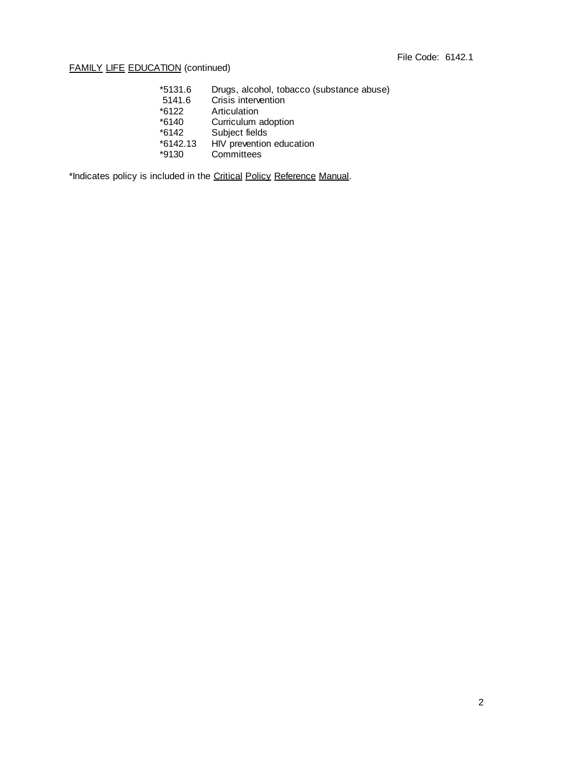FAMILY LIFE EDUCATION (continued)

| | |
|---|---|
| *5131.6 | Drugs, alcohol, tobacco (substance abuse) |
| 5141.6 | Crisis intervention |
| *6122 | Articulation |
| *6140 | Curriculum adoption |
| *6142 | Subject fields |
| *6142.13 | HIV prevention education |
| *9130 | Committees |

*Indicates policy is included in the Critical Policy Reference Manual.